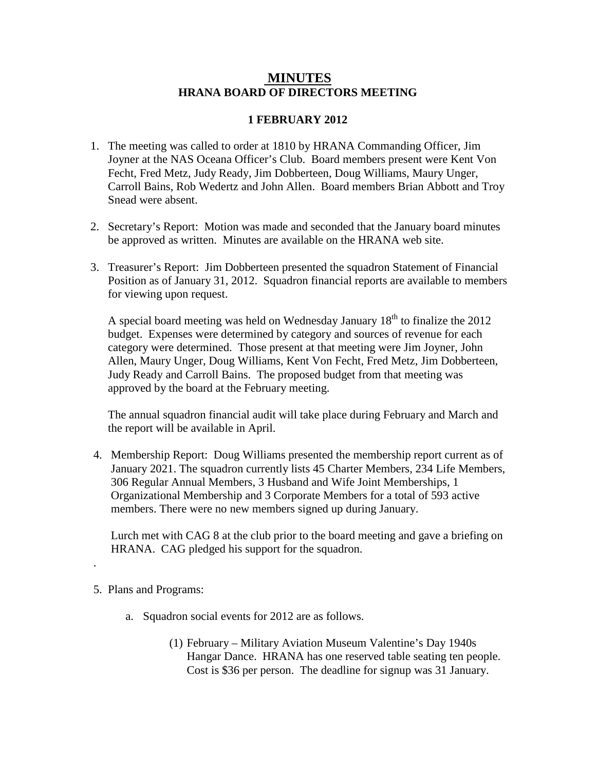# MINUTES

## HRANA BOARD OF DIRECTORS MEETING

### 1 FEBRUARY 2012

1. The meeting was called to order at 1810 by HRANA Commanding Officer, Jim Joyner at the NAS Oceana Officer's Club. Board members present were Kent Von Fecht, Fred Metz, Judy Ready, Jim Dobberteen, Doug Williams, Maury Unger, Carroll Bains, Rob Wedertz and John Allen. Board members Brian Abbott and Troy Snead were absent.

2. Secretary's Report: Motion was made and seconded that the January board minutes be approved as written. Minutes are available on the HRANA web site.

3. Treasurer's Report: Jim Dobberteen presented the squadron Statement of Financial Position as of January 31, 2012. Squadron financial reports are available to members for viewing upon request.

   A special board meeting was held on Wednesday January 18th to finalize the 2012 budget. Expenses were determined by category and sources of revenue for each category were determined. Those present at that meeting were Jim Joyner, John Allen, Maury Unger, Doug Williams, Kent Von Fecht, Fred Metz, Jim Dobberteen, Judy Ready and Carroll Bains. The proposed budget from that meeting was approved by the board at the February meeting.

   The annual squadron financial audit will take place during February and March and the report will be available in April.

4. Membership Report: Doug Williams presented the membership report current as of January 2021. The squadron currently lists 45 Charter Members, 234 Life Members, 306 Regular Annual Members, 3 Husband and Wife Joint Memberships, 1 Organizational Membership and 3 Corporate Members for a total of 593 active members. There were no new members signed up during January.

   Lurch met with CAG 8 at the club prior to the board meeting and gave a briefing on HRANA. CAG pledged his support for the squadron.

.

5. Plans and Programs:

   a. Squadron social events for 2012 are as follows.

      (1) February – Military Aviation Museum Valentine's Day 1940s Hangar Dance. HRANA has one reserved table seating ten people. Cost is $36 per person. The deadline for signup was 31 January.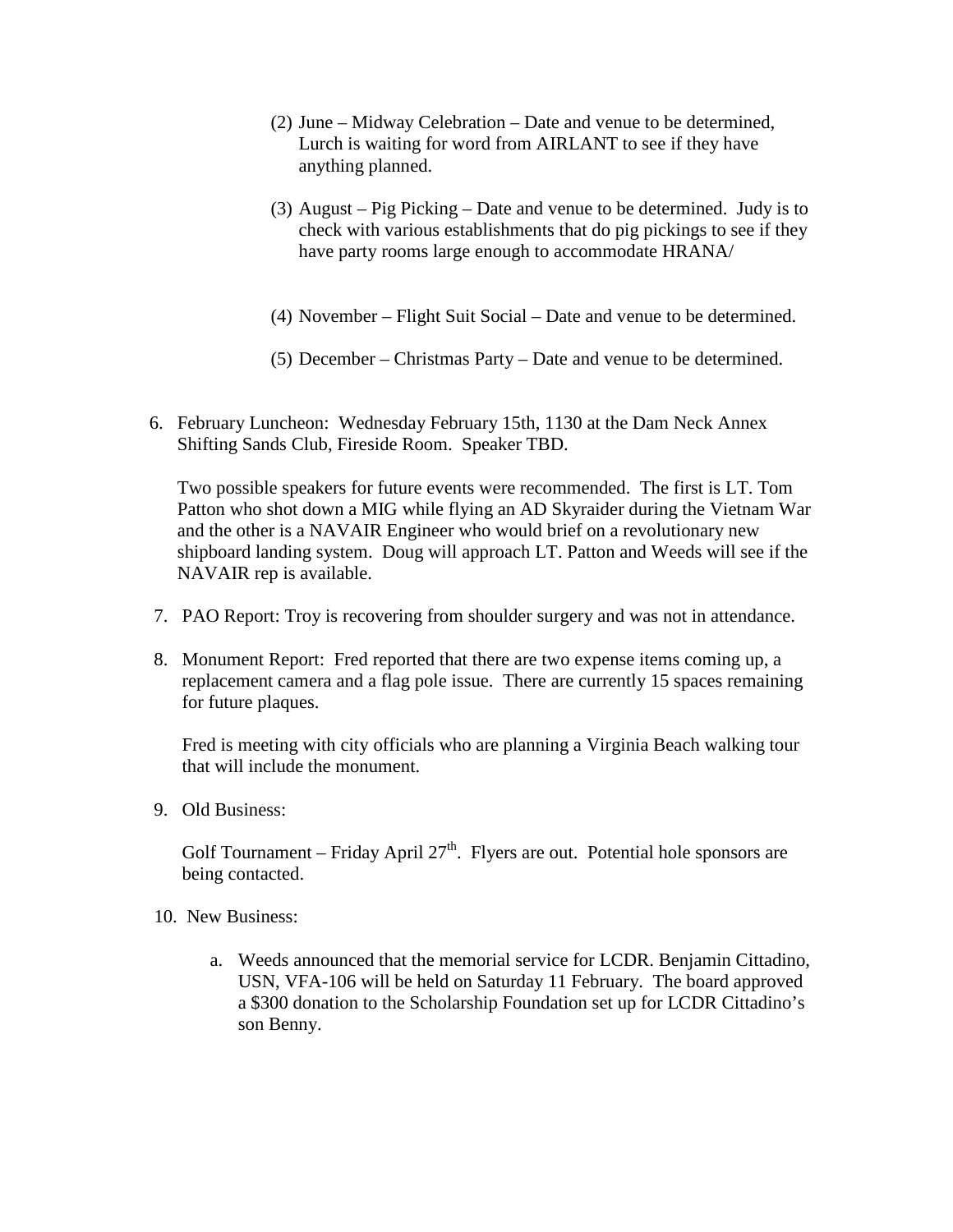(2) June – Midway Celebration – Date and venue to be determined, Lurch is waiting for word from AIRLANT to see if they have anything planned.

(3) August – Pig Picking – Date and venue to be determined. Judy is to check with various establishments that do pig pickings to see if they have party rooms large enough to accommodate HRANA/

(4) November – Flight Suit Social – Date and venue to be determined.

(5) December – Christmas Party – Date and venue to be determined.

6. February Luncheon: Wednesday February 15th, 1130 at the Dam Neck Annex Shifting Sands Club, Fireside Room. Speaker TBD.

   Two possible speakers for future events were recommended. The first is LT. Tom Patton who shot down a MIG while flying an AD Skyraider during the Vietnam War and the other is a NAVAIR Engineer who would brief on a revolutionary new shipboard landing system. Doug will approach LT. Patton and Weeds will see if the NAVAIR rep is available.

7. PAO Report: Troy is recovering from shoulder surgery and was not in attendance.

8. Monument Report: Fred reported that there are two expense items coming up, a replacement camera and a flag pole issue. There are currently 15 spaces remaining for future plaques.

   Fred is meeting with city officials who are planning a Virginia Beach walking tour that will include the monument.

9. Old Business:

   Golf Tournament – Friday April 27th. Flyers are out. Potential hole sponsors are being contacted.

10. New Business:

    a. Weeds announced that the memorial service for LCDR. Benjamin Cittadino, USN, VFA-106 will be held on Saturday 11 February. The board approved a $300 donation to the Scholarship Foundation set up for LCDR Cittadino's son Benny.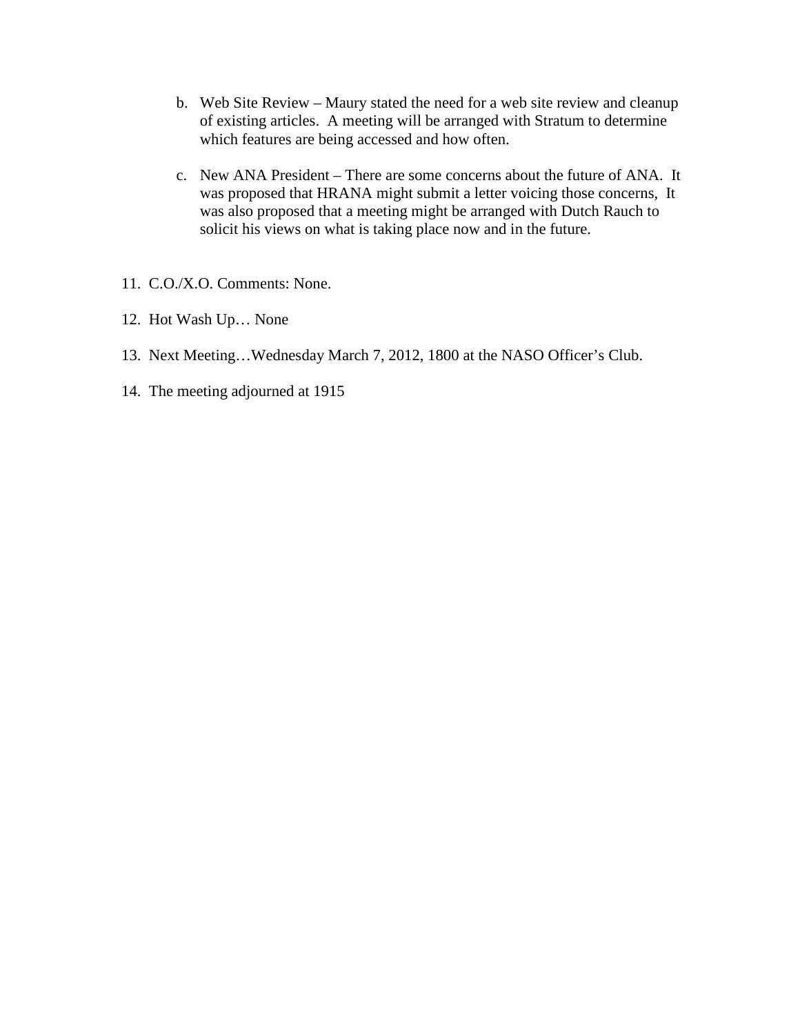b. Web Site Review – Maury stated the need for a web site review and cleanup of existing articles.  A meeting will be arranged with Stratum to determine which features are being accessed and how often.

   c. New ANA President – There are some concerns about the future of ANA.  It was proposed that HRANA might submit a letter voicing those concerns,  It was also proposed that a meeting might be arranged with Dutch Rauch to solicit his views on what is taking place now and in the future.

11. C.O./X.O. Comments: None.

12. Hot Wash Up… None

13. Next Meeting…Wednesday March 7, 2012, 1800 at the NASO Officer's Club.

14. The meeting adjourned at 1915